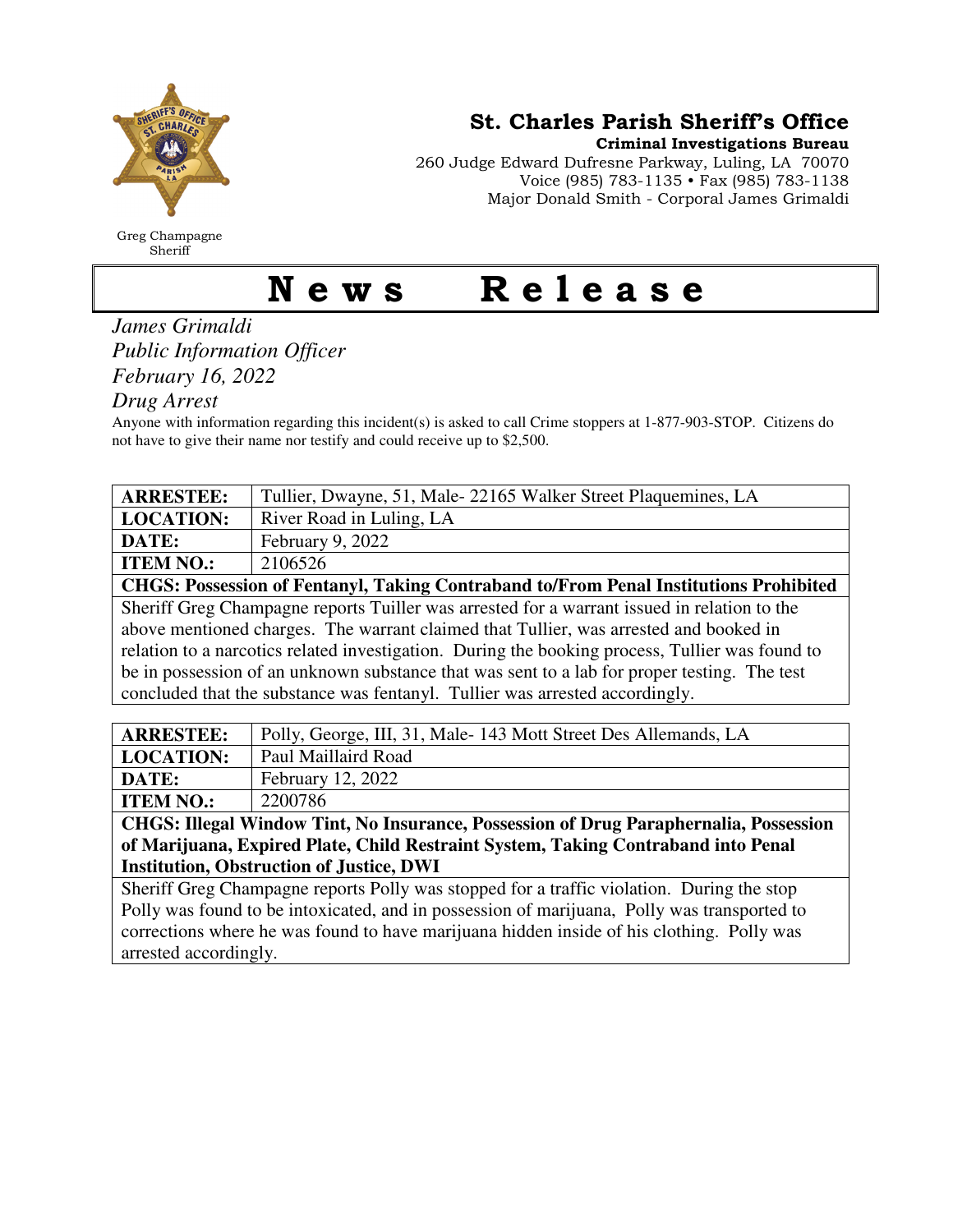# St. Charles Parish Sheriff's Office

**Criminal Investigations Bureau**

260 Judge Edward Dufresne Parkway, Luling, LA 70070
Voice (985) 783-1135 • Fax (985) 783-1138
Major Donald Smith - Corporal James Grimaldi

Greg Champagne
Sheriff

# News Release

*James Grimaldi*
*Public Information Officer*
*February 16, 2022*
*Drug Arrest*

Anyone with information regarding this incident(s) is asked to call Crime stoppers at 1-877-903-STOP. Citizens do not have to give their name nor testify and could receive up to $2,500.

| | |
|---|---|
| **ARRESTEE:** | Tullier, Dwayne, 51, Male- 22165 Walker Street Plaquemines, LA |
| **LOCATION:** | River Road in Luling, LA |
| **DATE:** | February 9, 2022 |
| **ITEM NO.:** | 2106526 |

**CHGS: Possession of Fentanyl, Taking Contraband to/From Penal Institutions Prohibited**

Sheriff Greg Champagne reports Tuiller was arrested for a warrant issued in relation to the above mentioned charges. The warrant claimed that Tullier, was arrested and booked in relation to a narcotics related investigation. During the booking process, Tullier was found to be in possession of an unknown substance that was sent to a lab for proper testing. The test concluded that the substance was fentanyl. Tullier was arrested accordingly.

| | |
|---|---|
| **ARRESTEE:** | Polly, George, III, 31, Male- 143 Mott Street Des Allemands, LA |
| **LOCATION:** | Paul Maillaird Road |
| **DATE:** | February 12, 2022 |
| **ITEM NO.:** | 2200786 |

**CHGS: Illegal Window Tint, No Insurance, Possession of Drug Paraphernalia, Possession of Marijuana, Expired Plate, Child Restraint System, Taking Contraband into Penal Institution, Obstruction of Justice, DWI**

Sheriff Greg Champagne reports Polly was stopped for a traffic violation. During the stop Polly was found to be intoxicated, and in possession of marijuana, Polly was transported to corrections where he was found to have marijuana hidden inside of his clothing. Polly was arrested accordingly.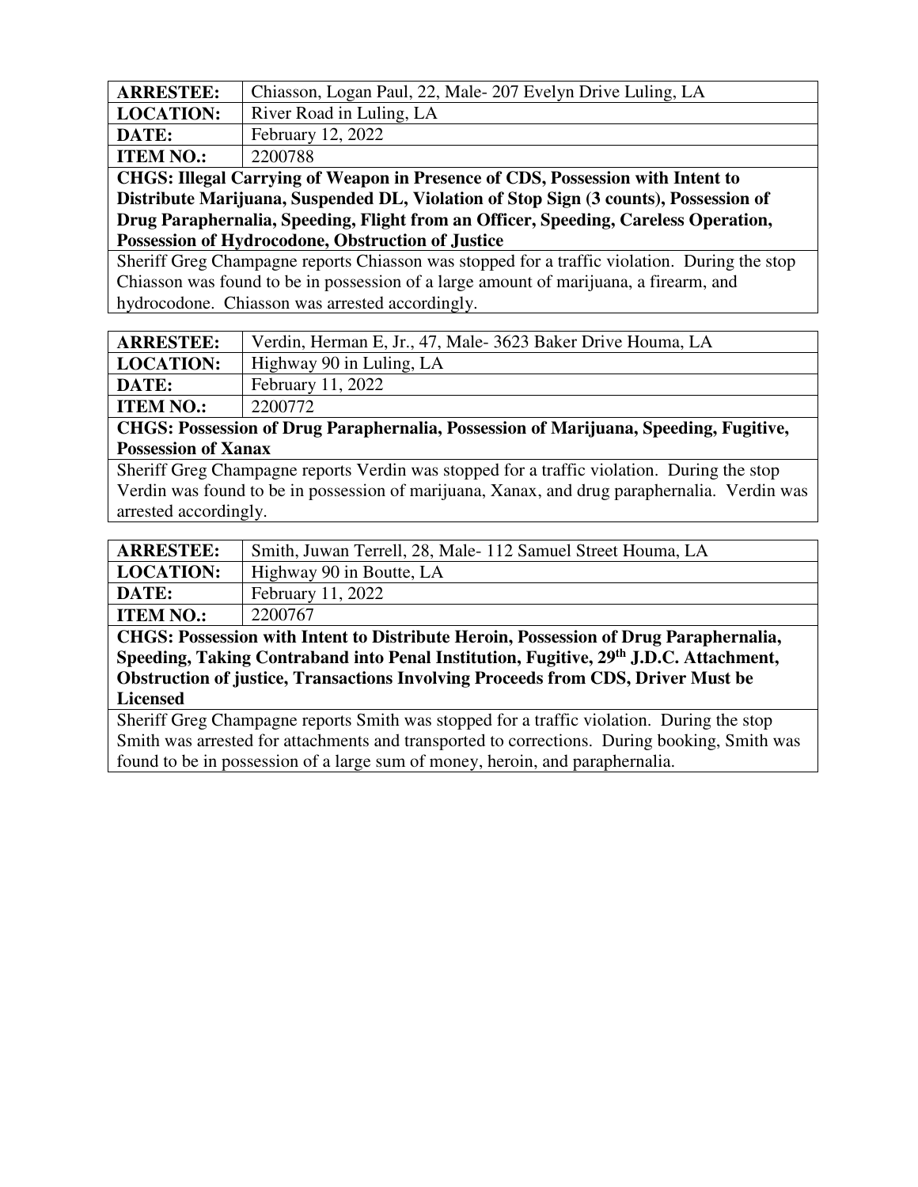| | |
|---|---|
| **ARRESTEE:** | Chiasson, Logan Paul, 22, Male- 207 Evelyn Drive Luling, LA |
| **LOCATION:** | River Road in Luling, LA |
| **DATE:** | February 12, 2022 |
| **ITEM NO.:** | 2200788 |

**CHGS: Illegal Carrying of Weapon in Presence of CDS, Possession with Intent to Distribute Marijuana, Suspended DL, Violation of Stop Sign (3 counts), Possession of Drug Paraphernalia, Speeding, Flight from an Officer, Speeding, Careless Operation, Possession of Hydrocodone, Obstruction of Justice**

Sheriff Greg Champagne reports Chiasson was stopped for a traffic violation. During the stop Chiasson was found to be in possession of a large amount of marijuana, a firearm, and hydrocodone. Chiasson was arrested accordingly.

| | |
|---|---|
| **ARRESTEE:** | Verdin, Herman E, Jr., 47, Male- 3623 Baker Drive Houma, LA |
| **LOCATION:** | Highway 90 in Luling, LA |
| **DATE:** | February 11, 2022 |
| **ITEM NO.:** | 2200772 |

**CHGS: Possession of Drug Paraphernalia, Possession of Marijuana, Speeding, Fugitive, Possession of Xanax**

Sheriff Greg Champagne reports Verdin was stopped for a traffic violation. During the stop Verdin was found to be in possession of marijuana, Xanax, and drug paraphernalia. Verdin was arrested accordingly.

| | |
|---|---|
| **ARRESTEE:** | Smith, Juwan Terrell, 28, Male- 112 Samuel Street Houma, LA |
| **LOCATION:** | Highway 90 in Boutte, LA |
| **DATE:** | February 11, 2022 |
| **ITEM NO.:** | 2200767 |

**CHGS: Possession with Intent to Distribute Heroin, Possession of Drug Paraphernalia, Speeding, Taking Contraband into Penal Institution, Fugitive, 29th J.D.C. Attachment, Obstruction of justice, Transactions Involving Proceeds from CDS, Driver Must be Licensed**

Sheriff Greg Champagne reports Smith was stopped for a traffic violation. During the stop Smith was arrested for attachments and transported to corrections. During booking, Smith was found to be in possession of a large sum of money, heroin, and paraphernalia.